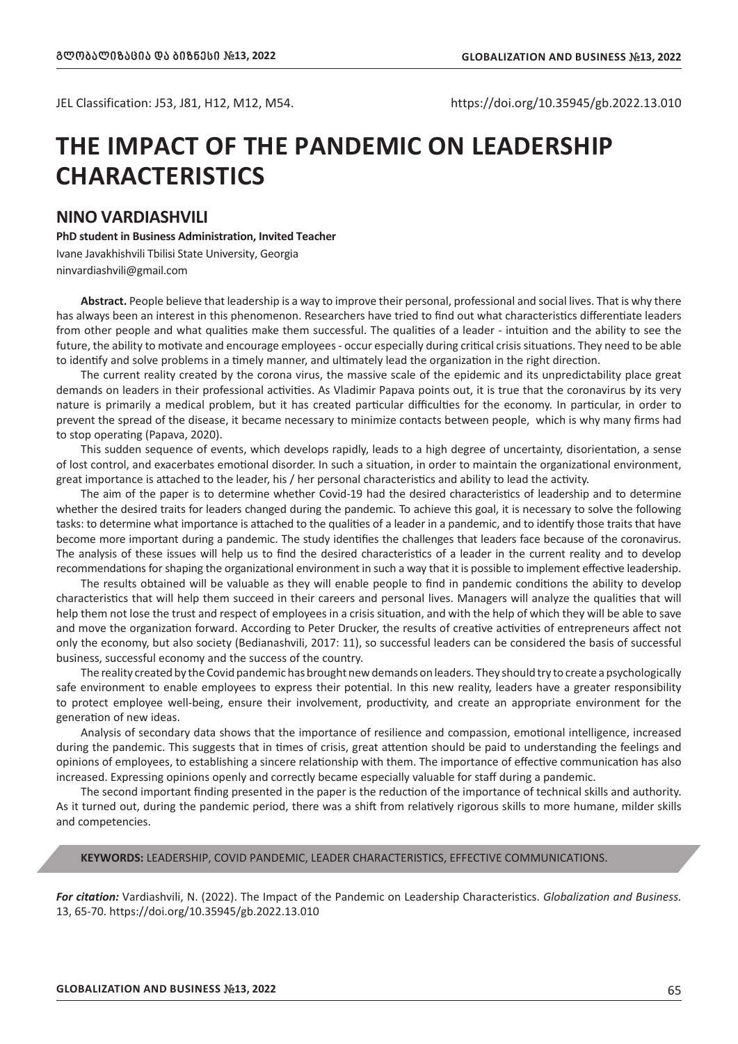JEL Classification: J53, J81, H12, M12, M54.

https://doi.org/10.35945/gb.2022.13.010

# THE IMPACT OF THE PANDEMIC ON LEADERSHIP CHARACTERISTICS

## NINO VARDIASHVILI

**PhD student in Business Administration, Invited Teacher**

Ivane Javakhishvili Tbilisi State University, Georgia

ninvardiashvili@gmail.com

**Abstract.** People believe that leadership is a way to improve their personal, professional and social lives. That is why there has always been an interest in this phenomenon. Researchers have tried to find out what characteristics differentiate leaders from other people and what qualities make them successful. The qualities of a leader - intuition and the ability to see the future, the ability to motivate and encourage employees - occur especially during critical crisis situations. They need to be able to identify and solve problems in a timely manner, and ultimately lead the organization in the right direction.

The current reality created by the corona virus, the massive scale of the epidemic and its unpredictability place great demands on leaders in their professional activities. As Vladimir Papava points out, it is true that the coronavirus by its very nature is primarily a medical problem, but it has created particular difficulties for the economy. In particular, in order to prevent the spread of the disease, it became necessary to minimize contacts between people, which is why many firms had to stop operating (Papava, 2020).

This sudden sequence of events, which develops rapidly, leads to a high degree of uncertainty, disorientation, a sense of lost control, and exacerbates emotional disorder. In such a situation, in order to maintain the organizational environment, great importance is attached to the leader, his / her personal characteristics and ability to lead the activity.

The aim of the paper is to determine whether Covid-19 had the desired characteristics of leadership and to determine whether the desired traits for leaders changed during the pandemic. To achieve this goal, it is necessary to solve the following tasks: to determine what importance is attached to the qualities of a leader in a pandemic, and to identify those traits that have become more important during a pandemic. The study identifies the challenges that leaders face because of the coronavirus. The analysis of these issues will help us to find the desired characteristics of a leader in the current reality and to develop recommendations for shaping the organizational environment in such a way that it is possible to implement effective leadership.

The results obtained will be valuable as they will enable people to find in pandemic conditions the ability to develop characteristics that will help them succeed in their careers and personal lives. Managers will analyze the qualities that will help them not lose the trust and respect of employees in a crisis situation, and with the help of which they will be able to save and move the organization forward. According to Peter Drucker, the results of creative activities of entrepreneurs affect not only the economy, but also society (Bedianashvili, 2017: 11), so successful leaders can be considered the basis of successful business, successful economy and the success of the country.

The reality created by the Covid pandemic has brought new demands on leaders. They should try to create a psychologically safe environment to enable employees to express their potential. In this new reality, leaders have a greater responsibility to protect employee well-being, ensure their involvement, productivity, and create an appropriate environment for the generation of new ideas.

Analysis of secondary data shows that the importance of resilience and compassion, emotional intelligence, increased during the pandemic. This suggests that in times of crisis, great attention should be paid to understanding the feelings and opinions of employees, to establishing a sincere relationship with them. The importance of effective communication has also increased. Expressing opinions openly and correctly became especially valuable for staff during a pandemic.

The second important finding presented in the paper is the reduction of the importance of technical skills and authority. As it turned out, during the pandemic period, there was a shift from relatively rigorous skills to more humane, milder skills and competencies.

**KEYWORDS:** LEADERSHIP, COVID PANDEMIC, LEADER CHARACTERISTICS, EFFECTIVE COMMUNICATIONS.

***For citation:*** Vardiashvili, N. (2022). The Impact of the Pandemic on Leadership Characteristics. *Globalization and Business.* 13, 65-70. https://doi.org/10.35945/gb.2022.13.010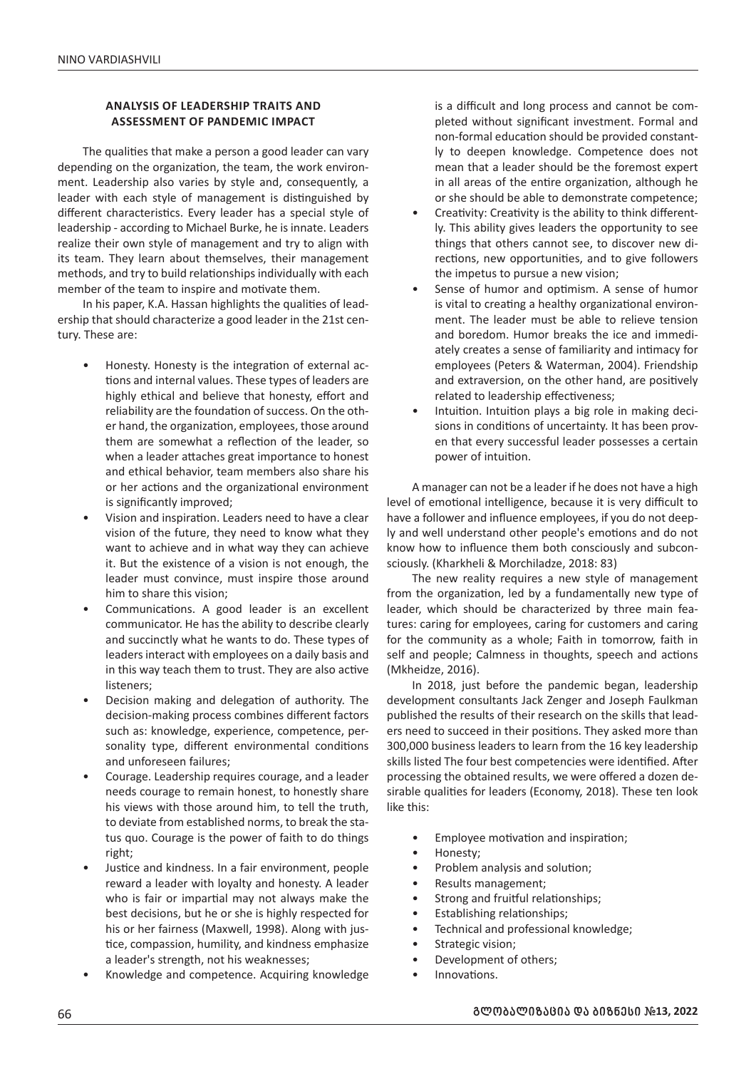### ANALYSIS OF LEADERSHIP TRAITS AND ASSESSMENT OF PANDEMIC IMPACT

The qualities that make a person a good leader can vary depending on the organization, the team, the work environment. Leadership also varies by style and, consequently, a leader with each style of management is distinguished by different characteristics. Every leader has a special style of leadership - according to Michael Burke, he is innate. Leaders realize their own style of management and try to align with its team. They learn about themselves, their management methods, and try to build relationships individually with each member of the team to inspire and motivate them.

In his paper, K.A. Hassan highlights the qualities of leadership that should characterize a good leader in the 21st century. These are:

- Honesty. Honesty is the integration of external actions and internal values. These types of leaders are highly ethical and believe that honesty, effort and reliability are the foundation of success. On the other hand, the organization, employees, those around them are somewhat a reflection of the leader, so when a leader attaches great importance to honest and ethical behavior, team members also share his or her actions and the organizational environment is significantly improved;
- Vision and inspiration. Leaders need to have a clear vision of the future, they need to know what they want to achieve and in what way they can achieve it. But the existence of a vision is not enough, the leader must convince, must inspire those around him to share this vision;
- Communications. A good leader is an excellent communicator. He has the ability to describe clearly and succinctly what he wants to do. These types of leaders interact with employees on a daily basis and in this way teach them to trust. They are also active listeners;
- Decision making and delegation of authority. The decision-making process combines different factors such as: knowledge, experience, competence, personality type, different environmental conditions and unforeseen failures;
- Courage. Leadership requires courage, and a leader needs courage to remain honest, to honestly share his views with those around him, to tell the truth, to deviate from established norms, to break the status quo. Courage is the power of faith to do things right;
- Justice and kindness. In a fair environment, people reward a leader with loyalty and honesty. A leader who is fair or impartial may not always make the best decisions, but he or she is highly respected for his or her fairness (Maxwell, 1998). Along with justice, compassion, humility, and kindness emphasize a leader's strength, not his weaknesses;
- Knowledge and competence. Acquiring knowledge is a difficult and long process and cannot be completed without significant investment. Formal and non-formal education should be provided constantly to deepen knowledge. Competence does not mean that a leader should be the foremost expert in all areas of the entire organization, although he or she should be able to demonstrate competence;
- Creativity: Creativity is the ability to think differently. This ability gives leaders the opportunity to see things that others cannot see, to discover new directions, new opportunities, and to give followers the impetus to pursue a new vision;
- Sense of humor and optimism. A sense of humor is vital to creating a healthy organizational environment. The leader must be able to relieve tension and boredom. Humor breaks the ice and immediately creates a sense of familiarity and intimacy for employees (Peters & Waterman, 2004). Friendship and extraversion, on the other hand, are positively related to leadership effectiveness;
- Intuition. Intuition plays a big role in making decisions in conditions of uncertainty. It has been proven that every successful leader possesses a certain power of intuition.

A manager can not be a leader if he does not have a high level of emotional intelligence, because it is very difficult to have a follower and influence employees, if you do not deeply and well understand other people's emotions and do not know how to influence them both consciously and subconsciously. (Kharkheli & Morchiladze, 2018: 83)

The new reality requires a new style of management from the organization, led by a fundamentally new type of leader, which should be characterized by three main features: caring for employees, caring for customers and caring for the community as a whole; Faith in tomorrow, faith in self and people; Calmness in thoughts, speech and actions (Mkheidze, 2016).

In 2018, just before the pandemic began, leadership development consultants Jack Zenger and Joseph Faulkman published the results of their research on the skills that leaders need to succeed in their positions. They asked more than 300,000 business leaders to learn from the 16 key leadership skills listed The four best competencies were identified. After processing the obtained results, we were offered a dozen desirable qualities for leaders (Economy, 2018). These ten look like this:

- Employee motivation and inspiration;
- Honesty;
- Problem analysis and solution;
- Results management;
- Strong and fruitful relationships;
- Establishing relationships;
- Technical and professional knowledge;
- Strategic vision;
- Development of others;
- Innovations.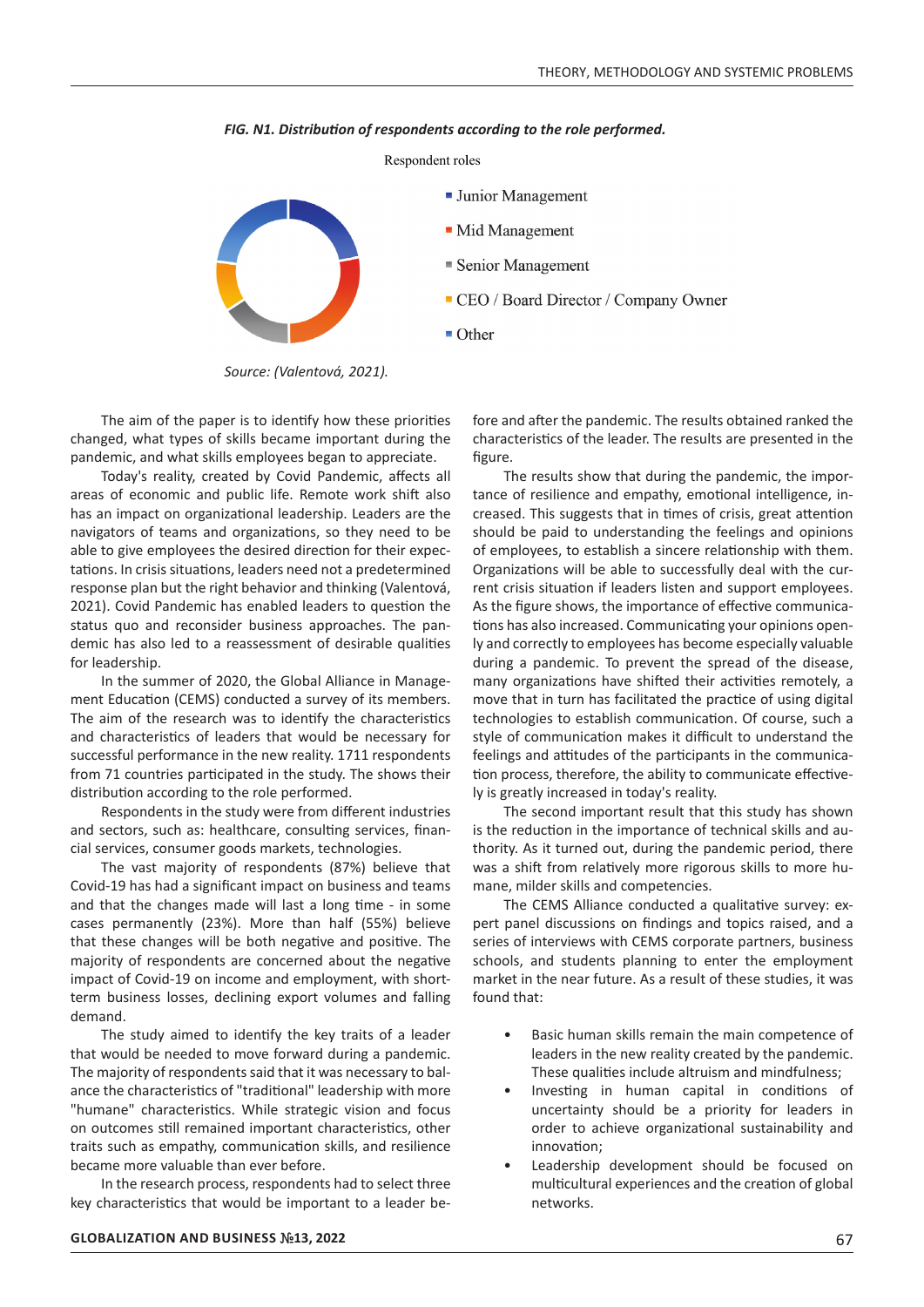***FIG. N1. Distribution of respondents according to the role performed.***

Respondent roles

- Junior Management
- Mid Management
- Senior Management
- CEO / Board Director / Company Owner
- Other

*Source: (Valentová, 2021).*

The aim of the paper is to identify how these priorities changed, what types of skills became important during the pandemic, and what skills employees began to appreciate.

Today's reality, created by Covid Pandemic, affects all areas of economic and public life. Remote work shift also has an impact on organizational leadership. Leaders are the navigators of teams and organizations, so they need to be able to give employees the desired direction for their expectations. In crisis situations, leaders need not a predetermined response plan but the right behavior and thinking (Valentová, 2021). Covid Pandemic has enabled leaders to question the status quo and reconsider business approaches. The pandemic has also led to a reassessment of desirable qualities for leadership.

In the summer of 2020, the Global Alliance in Management Education (CEMS) conducted a survey of its members. The aim of the research was to identify the characteristics and characteristics of leaders that would be necessary for successful performance in the new reality. 1711 respondents from 71 countries participated in the study. The shows their distribution according to the role performed.

Respondents in the study were from different industries and sectors, such as: healthcare, consulting services, financial services, consumer goods markets, technologies.

The vast majority of respondents (87%) believe that Covid-19 has had a significant impact on business and teams and that the changes made will last a long time - in some cases permanently (23%). More than half (55%) believe that these changes will be both negative and positive. The majority of respondents are concerned about the negative impact of Covid-19 on income and employment, with short-term business losses, declining export volumes and falling demand.

The study aimed to identify the key traits of a leader that would be needed to move forward during a pandemic. The majority of respondents said that it was necessary to balance the characteristics of "traditional" leadership with more "humane" characteristics. While strategic vision and focus on outcomes still remained important characteristics, other traits such as empathy, communication skills, and resilience became more valuable than ever before.

In the research process, respondents had to select three key characteristics that would be important to a leader before and after the pandemic. The results obtained ranked the characteristics of the leader. The results are presented in the figure.

The results show that during the pandemic, the importance of resilience and empathy, emotional intelligence, increased. This suggests that in times of crisis, great attention should be paid to understanding the feelings and opinions of employees, to establish a sincere relationship with them. Organizations will be able to successfully deal with the current crisis situation if leaders listen and support employees. As the figure shows, the importance of effective communications has also increased. Communicating your opinions openly and correctly to employees has become especially valuable during a pandemic. To prevent the spread of the disease, many organizations have shifted their activities remotely, a move that in turn has facilitated the practice of using digital technologies to establish communication. Of course, such a style of communication makes it difficult to understand the feelings and attitudes of the participants in the communication process, therefore, the ability to communicate effectively is greatly increased in today's reality.

The second important result that this study has shown is the reduction in the importance of technical skills and authority. As it turned out, during the pandemic period, there was a shift from relatively more rigorous skills to more humane, milder skills and competencies.

The CEMS Alliance conducted a qualitative survey: expert panel discussions on findings and topics raised, and a series of interviews with CEMS corporate partners, business schools, and students planning to enter the employment market in the near future. As a result of these studies, it was found that:

- Basic human skills remain the main competence of leaders in the new reality created by the pandemic. These qualities include altruism and mindfulness;
- Investing in human capital in conditions of uncertainty should be a priority for leaders in order to achieve organizational sustainability and innovation;
- Leadership development should be focused on multicultural experiences and the creation of global networks.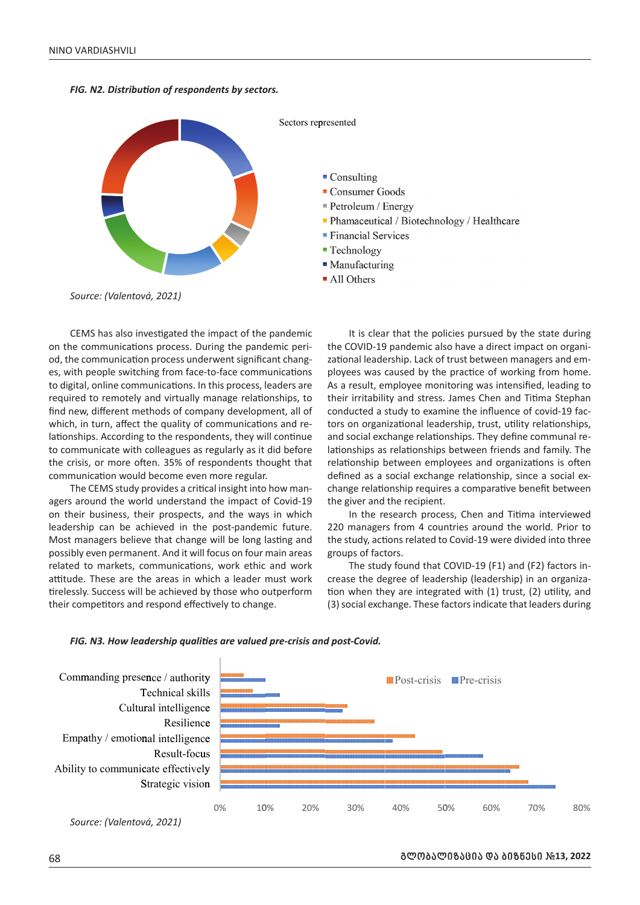*FIG. N2. Distribution of respondents by sectors.*

Sectors represented

- Consulting
- Consumer Goods
- Petroleum / Energy
- Phamaceutical / Biotechnology / Healthcare
- Financial Services
- Technology
- Manufacturing
- All Others

*Source: (Valentová, 2021)*

CEMS has also investigated the impact of the pandemic on the communications process. During the pandemic period, the communication process underwent significant changes, with people switching from face-to-face communications to digital, online communications. In this process, leaders are required to remotely and virtually manage relationships, to find new, different methods of company development, all of which, in turn, affect the quality of communications and relationships. According to the respondents, they will continue to communicate with colleagues as regularly as it did before the crisis, or more often. 35% of respondents thought that communication would become even more regular.

The CEMS study provides a critical insight into how managers around the world understand the impact of Covid-19 on their business, their prospects, and the ways in which leadership can be achieved in the post-pandemic future. Most managers believe that change will be long lasting and possibly even permanent. And it will focus on four main areas related to markets, communications, work ethic and work attitude. These are the areas in which a leader must work tirelessly. Success will be achieved by those who outperform their competitors and respond effectively to change.

It is clear that the policies pursued by the state during the COVID-19 pandemic also have a direct impact on organizational leadership. Lack of trust between managers and employees was caused by the practice of working from home. As a result, employee monitoring was intensified, leading to their irritability and stress. James Chen and Titima Stephan conducted a study to examine the influence of covid-19 factors on organizational leadership, trust, utility relationships, and social exchange relationships. They define communal relationships as relationships between friends and family. The relationship between employees and organizations is often defined as a social exchange relationship, since a social exchange relationship requires a comparative benefit between the giver and the recipient.

In the research process, Chen and Titima interviewed 220 managers from 4 countries around the world. Prior to the study, actions related to Covid-19 were divided into three groups of factors.

The study found that COVID-19 (F1) and (F2) factors increase the degree of leadership (leadership) in an organization when they are integrated with (1) trust, (2) utility, and (3) social exchange. These factors indicate that leaders during

*FIG. N3. How leadership qualities are valued pre-crisis and post-Covid.*

Post-crisis / Pre-crisis

- Commanding presence / authority
- Technical skills
- Cultural intelligence
- Resilience
- Empathy / emotional intelligence
- Result-focus
- Ability to communicate effectively
- Strategic vision

0% 10% 20% 30% 40% 50% 60% 70% 80%

*Source: (Valentová, 2021)*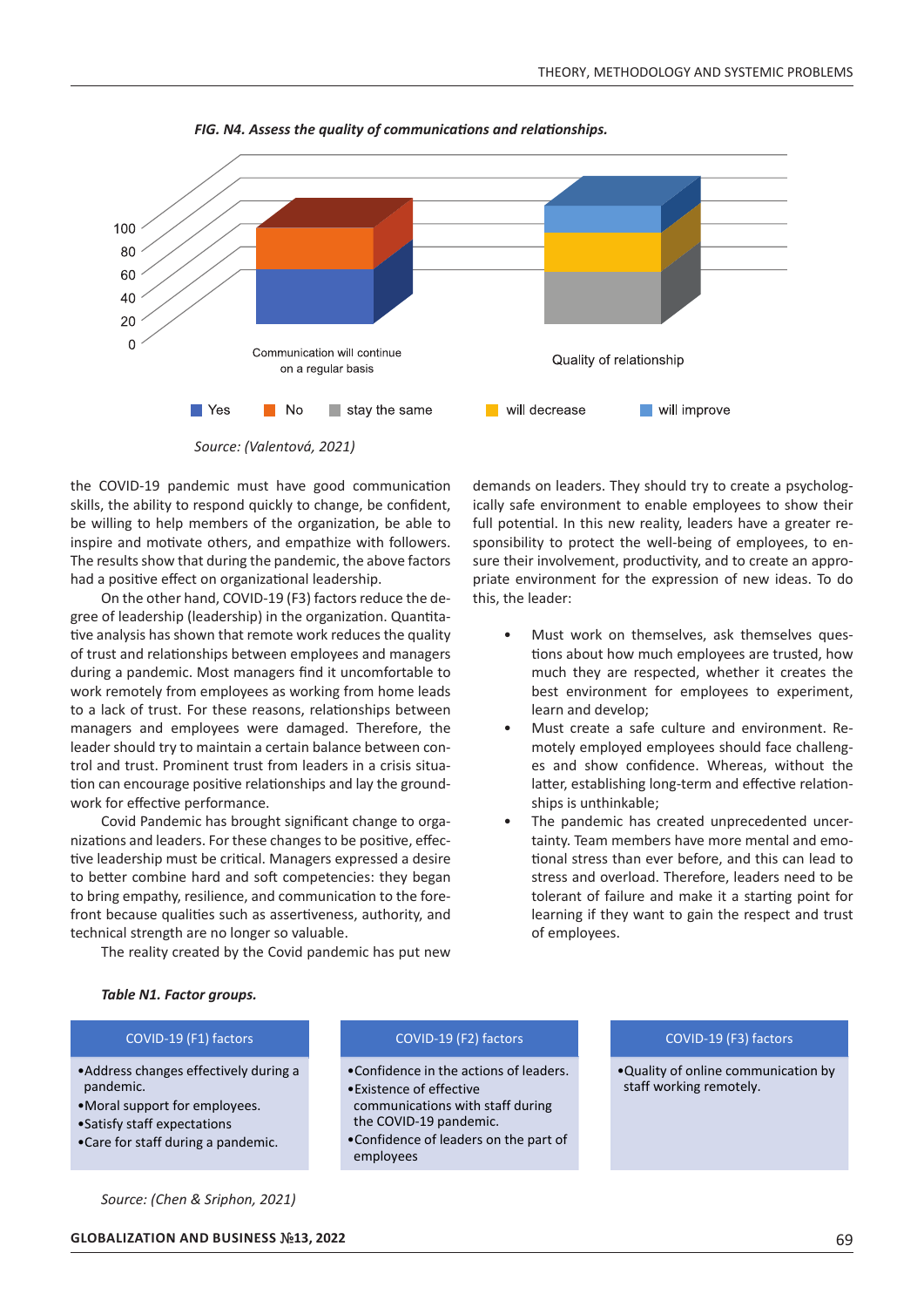*FIG. N4. Assess the quality of communications and relationships.*

Source: (Valentová, 2021)

the COVID-19 pandemic must have good communication skills, the ability to respond quickly to change, be confident, be willing to help members of the organization, be able to inspire and motivate others, and empathize with followers. The results show that during the pandemic, the above factors had a positive effect on organizational leadership.

On the other hand, COVID-19 (F3) factors reduce the degree of leadership (leadership) in the organization. Quantitative analysis has shown that remote work reduces the quality of trust and relationships between employees and managers during a pandemic. Most managers find it uncomfortable to work remotely from employees as working from home leads to a lack of trust. For these reasons, relationships between managers and employees were damaged. Therefore, the leader should try to maintain a certain balance between control and trust. Prominent trust from leaders in a crisis situation can encourage positive relationships and lay the groundwork for effective performance.

Covid Pandemic has brought significant change to organizations and leaders. For these changes to be positive, effective leadership must be critical. Managers expressed a desire to better combine hard and soft competencies: they began to bring empathy, resilience, and communication to the forefront because qualities such as assertiveness, authority, and technical strength are no longer so valuable.

The reality created by the Covid pandemic has put new demands on leaders. They should try to create a psychologically safe environment to enable employees to show their full potential. In this new reality, leaders have a greater responsibility to protect the well-being of employees, to ensure their involvement, productivity, and to create an appropriate environment for the expression of new ideas. To do this, the leader:

- Must work on themselves, ask themselves questions about how much employees are trusted, how much they are respected, whether it creates the best environment for employees to experiment, learn and develop;
- Must create a safe culture and environment. Remotely employed employees should face challenges and show confidence. Whereas, without the latter, establishing long-term and effective relationships is unthinkable;
- The pandemic has created unprecedented uncertainty. Team members have more mental and emotional stress than ever before, and this can lead to stress and overload. Therefore, leaders need to be tolerant of failure and make it a starting point for learning if they want to gain the respect and trust of employees.

***Table N1. Factor groups.***

| COVID-19 (F1) factors | COVID-19 (F2) factors | COVID-19 (F3) factors |
|---|---|---|
| •Address changes effectively during a pandemic.<br>•Moral support for employees.<br>•Satisfy staff expectations<br>•Care for staff during a pandemic. | •Confidence in the actions of leaders.<br>•Existence of effective communications with staff during the COVID-19 pandemic.<br>•Confidence of leaders on the part of employees | •Quality of online communication by staff working remotely. |

Source: (Chen & Sriphon, 2021)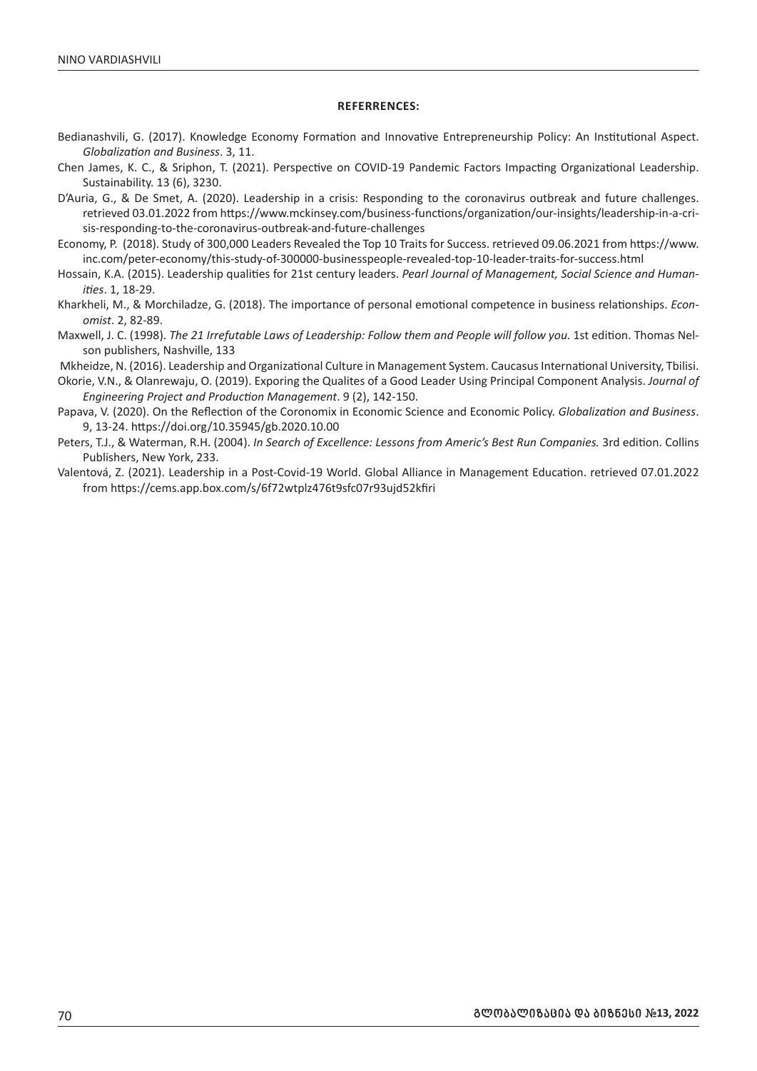## REFERRENCES:

Bedianashvili, G. (2017). Knowledge Economy Formation and Innovative Entrepreneurship Policy: An Institutional Aspect. *Globalization and Business*. 3, 11.

Chen James, K. C., & Sriphon, T. (2021). Perspective on COVID-19 Pandemic Factors Impacting Organizational Leadership. Sustainability. 13 (6), 3230.

D'Auria, G., & De Smet, A. (2020). Leadership in a crisis: Responding to the coronavirus outbreak and future challenges. retrieved 03.01.2022 from https://www.mckinsey.com/business-functions/organization/our-insights/leadership-in-a-crisis-responding-to-the-coronavirus-outbreak-and-future-challenges

Economy, P. (2018). Study of 300,000 Leaders Revealed the Top 10 Traits for Success. retrieved 09.06.2021 from https://www.inc.com/peter-economy/this-study-of-300000-businesspeople-revealed-top-10-leader-traits-for-success.html

Hossain, K.A. (2015). Leadership qualities for 21st century leaders. *Pearl Journal of Management, Social Science and Humanities*. 1, 18-29.

Kharkheli, M., & Morchiladze, G. (2018). The importance of personal emotional competence in business relationships. *Economist*. 2, 82-89.

Maxwell, J. C. (1998). *The 21 Irrefutable Laws of Leadership: Follow them and People will follow you.* 1st edition. Thomas Nelson publishers, Nashville, 133

Mkheidze, N. (2016). Leadership and Organizational Culture in Management System. Caucasus International University, Tbilisi.

Okorie, V.N., & Olanrewaju, O. (2019). Exporing the Qualites of a Good Leader Using Principal Component Analysis. *Journal of Engineering Project and Production Management*. 9 (2), 142-150.

Papava, V. (2020). On the Reflection of the Coronomix in Economic Science and Economic Policy. *Globalization and Business*. 9, 13-24. https://doi.org/10.35945/gb.2020.10.00

Peters, T.J., & Waterman, R.H. (2004). *In Search of Excellence: Lessons from Americ's Best Run Companies.* 3rd edition. Collins Publishers, New York, 233.

Valentová, Z. (2021). Leadership in a Post-Covid-19 World. Global Alliance in Management Education. retrieved 07.01.2022 from https://cems.app.box.com/s/6f72wtplz476t9sfc07r93ujd52kfiri